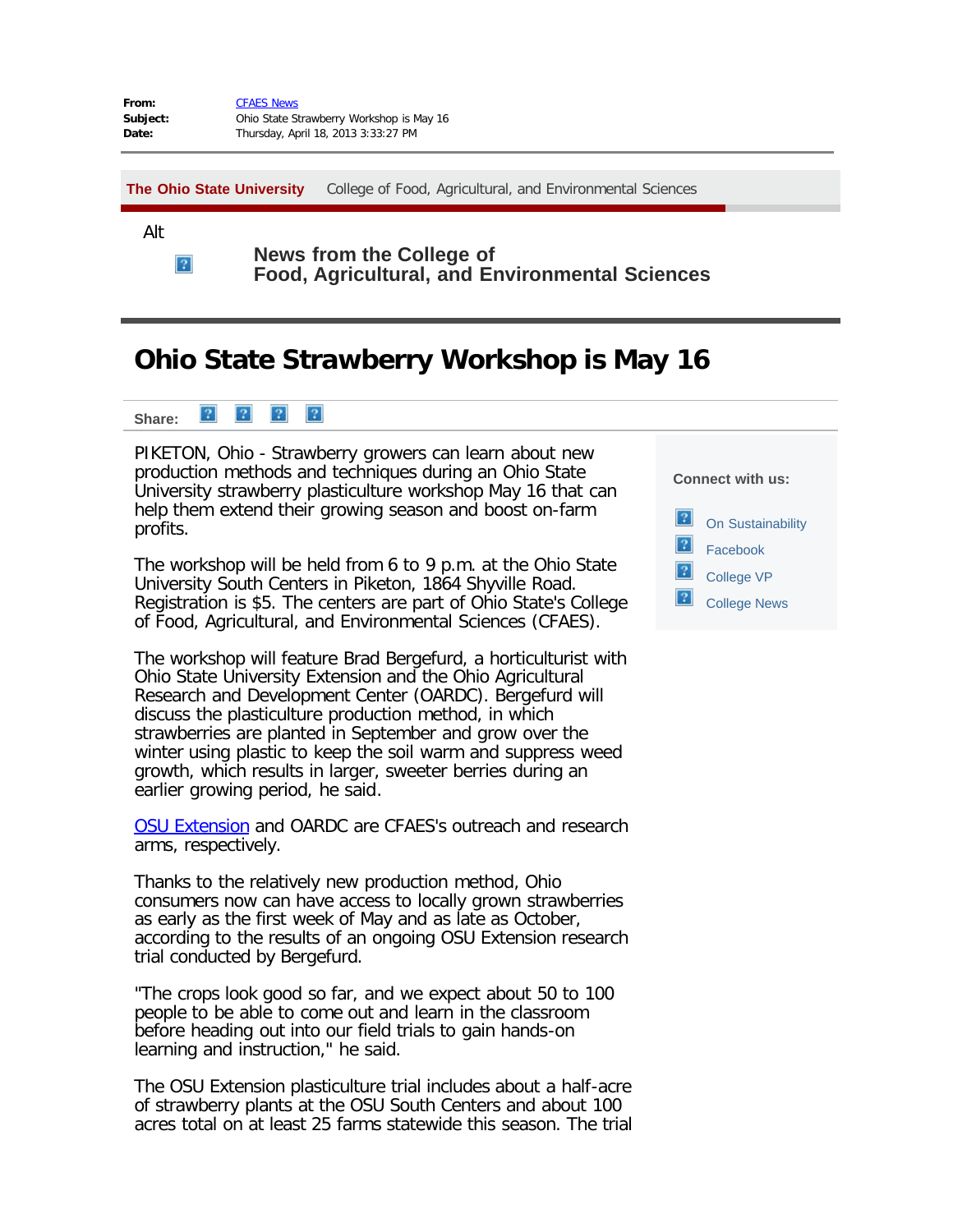**From:** CFAES News
**Subject:** Ohio State Strawberry Workshop is May 16
**Date:** Thursday, April 18, 2013 3:33:27 PM

**The Ohio State University** College of Food, Agricultural, and Environmental Sciences

Alt

**News from the College of Food, Agricultural, and Environmental Sciences**

# Ohio State Strawberry Workshop is May 16

**Share:**

PIKETON, Ohio - Strawberry growers can learn about new production methods and techniques during an Ohio State University strawberry plasticulture workshop May 16 that can help them extend their growing season and boost on-farm profits.

The workshop will be held from 6 to 9 p.m. at the Ohio State University South Centers in Piketon, 1864 Shyville Road. Registration is $5. The centers are part of Ohio State's College of Food, Agricultural, and Environmental Sciences (CFAES).

The workshop will feature Brad Bergefurd, a horticulturist with Ohio State University Extension and the Ohio Agricultural Research and Development Center (OARDC). Bergefurd will discuss the plasticulture production method, in which strawberries are planted in September and grow over the winter using plastic to keep the soil warm and suppress weed growth, which results in larger, sweeter berries during an earlier growing period, he said.

OSU Extension and OARDC are CFAES's outreach and research arms, respectively.

Thanks to the relatively new production method, Ohio consumers now can have access to locally grown strawberries as early as the first week of May and as late as October, according to the results of an ongoing OSU Extension research trial conducted by Bergefurd.

"The crops look good so far, and we expect about 50 to 100 people to be able to come out and learn in the classroom before heading out into our field trials to gain hands-on learning and instruction," he said.

The OSU Extension plasticulture trial includes about a half-acre of strawberry plants at the OSU South Centers and about 100 acres total on at least 25 farms statewide this season. The trial

**Connect with us:**

- On Sustainability
- Facebook
- College VP
- College News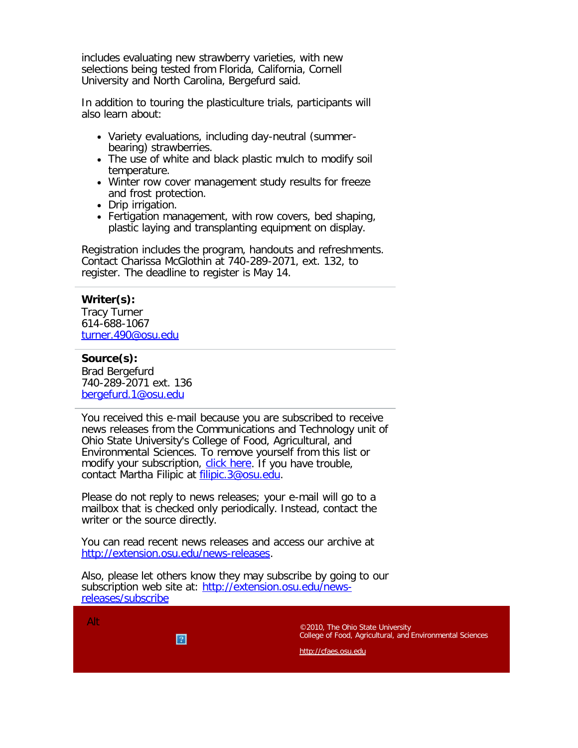includes evaluating new strawberry varieties, with new selections being tested from Florida, California, Cornell University and North Carolina, Bergefurd said.

In addition to touring the plasticulture trials, participants will also learn about:

- Variety evaluations, including day-neutral (summer-bearing) strawberries.
- The use of white and black plastic mulch to modify soil temperature.
- Winter row cover management study results for freeze and frost protection.
- Drip irrigation.
- Fertigation management, with row covers, bed shaping, plastic laying and transplanting equipment on display.

Registration includes the program, handouts and refreshments. Contact Charissa McGlothin at 740-289-2071, ext. 132, to register. The deadline to register is May 14.

---

**Writer(s):**
Tracy Turner
614-688-1067
turner.490@osu.edu

---

**Source(s):**
Brad Bergefurd
740-289-2071 ext. 136
bergefurd.1@osu.edu

---

You received this e-mail because you are subscribed to receive news releases from the Communications and Technology unit of Ohio State University's College of Food, Agricultural, and Environmental Sciences. To remove yourself from this list or modify your subscription, click here. If you have trouble, contact Martha Filipic at filipic.3@osu.edu.

Please do not reply to news releases; your e-mail will go to a mailbox that is checked only periodically. Instead, contact the writer or the source directly.

You can read recent news releases and access our archive at http://extension.osu.edu/news-releases.

Also, please let others know they may subscribe by going to our subscription web site at: http://extension.osu.edu/news-releases/subscribe

Alt

©2010, The Ohio State University
College of Food, Agricultural, and Environmental Sciences

http://cfaes.osu.edu